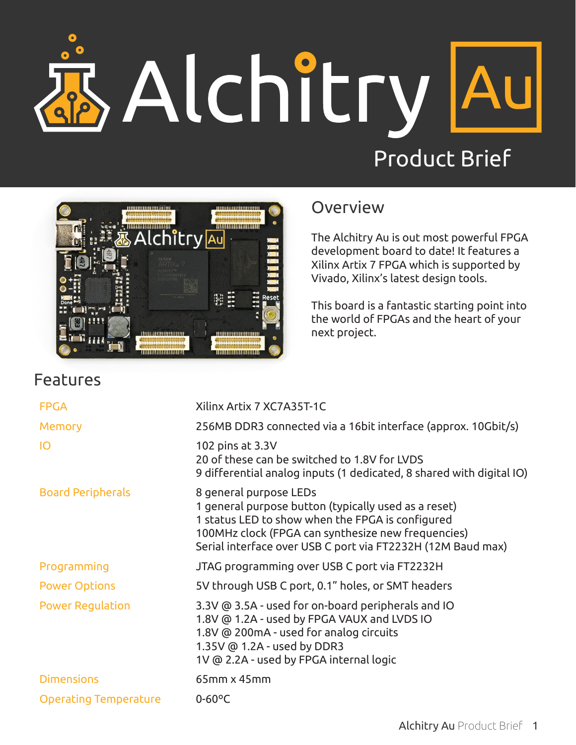# Alchitry Au

## Product Brief

## Overview

The Alchitry Au is out most powerful FPGA development board to date! It features a Xilinx Artix 7 FPGA which is supported by Vivado, Xilinx's latest design tools.

This board is a fantastic starting point into the world of FPGAs and the heart of your next project.

## Features

| | |
|---|---|
| FPGA | Xilinx Artix 7 XC7A35T-1C |
| Memory | 256MB DDR3 connected via a 16bit interface (approx. 10Gbit/s) |
| IO | 102 pins at 3.3V<br>20 of these can be switched to 1.8V for LVDS<br>9 differential analog inputs (1 dedicated, 8 shared with digital IO) |
| Board Peripherals | 8 general purpose LEDs<br>1 general purpose button (typically used as a reset)<br>1 status LED to show when the FPGA is configured<br>100MHz clock (FPGA can synthesize new frequencies)<br>Serial interface over USB C port via FT2232H (12M Baud max) |
| Programming | JTAG programming over USB C port via FT2232H |
| Power Options | 5V through USB C port, 0.1" holes, or SMT headers |
| Power Regulation | 3.3V @ 3.5A - used for on-board peripherals and IO<br>1.8V @ 1.2A - used by FPGA VAUX and LVDS IO<br>1.8V @ 200mA - used for analog circuits<br>1.35V @ 1.2A - used by DDR3<br>1V @ 2.2A - used by FPGA internal logic |
| Dimensions | 65mm x 45mm |
| Operating Temperature | 0-60°C |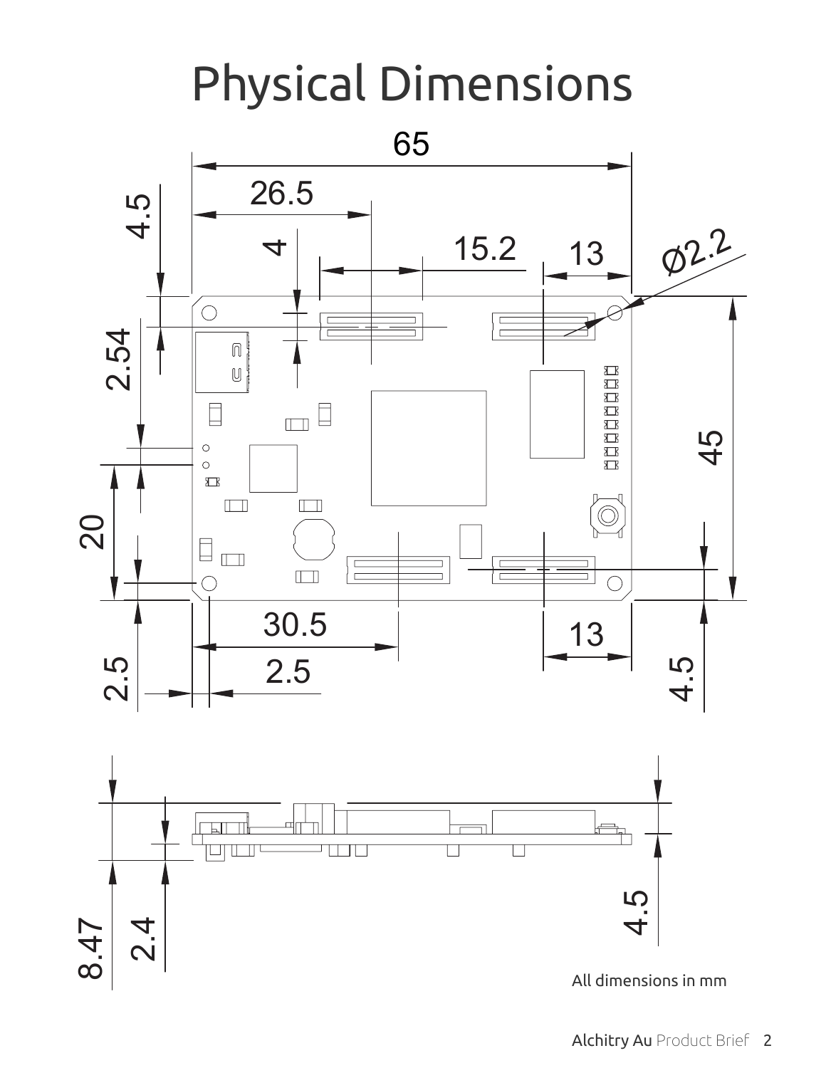# Physical Dimensions

65

26.5

4.5

4

15.2

13

Ø2.2

2.54

45

20

30.5

13

2.5

2.5

4.5

8.47

2.4

4.5

All dimensions in mm